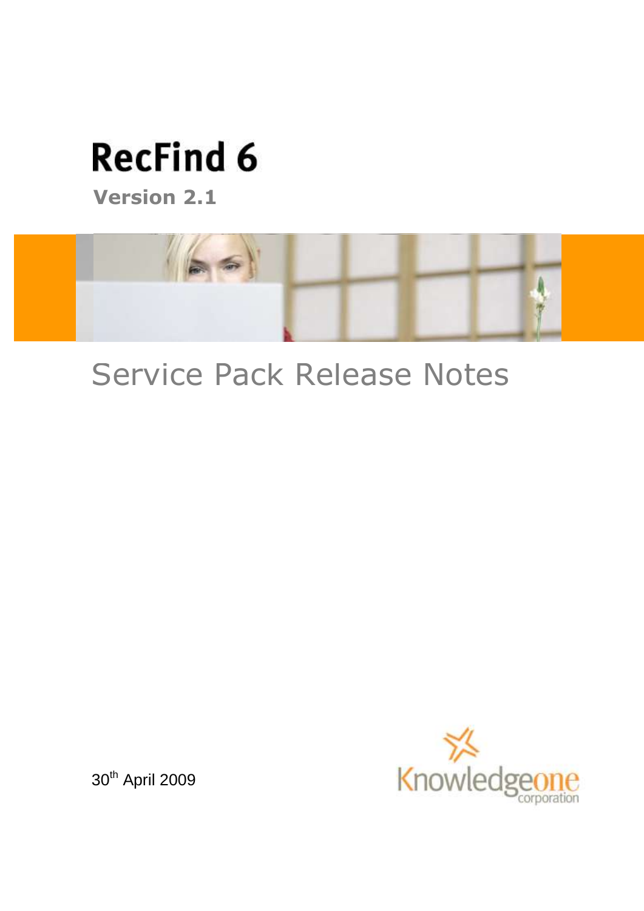# RecFind 6

**Version 2.1**

Service Pack Release Notes

30th April 2009

Knowledgeone corporation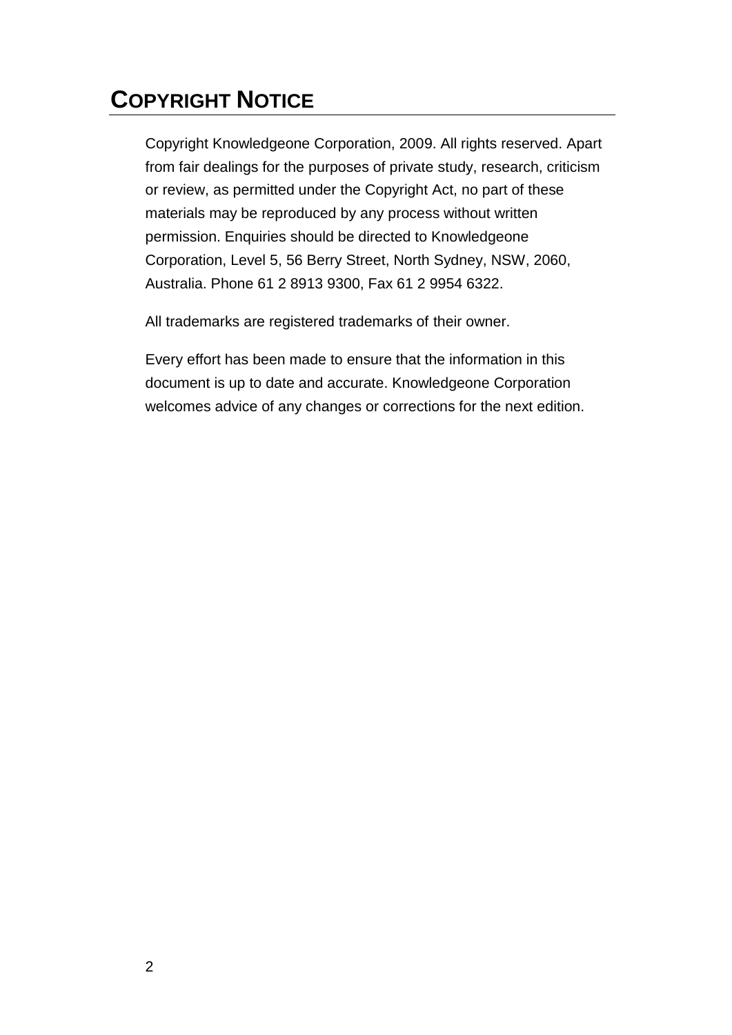# COPYRIGHT NOTICE

Copyright Knowledgeone Corporation, 2009. All rights reserved. Apart from fair dealings for the purposes of private study, research, criticism or review, as permitted under the Copyright Act, no part of these materials may be reproduced by any process without written permission. Enquiries should be directed to Knowledgeone Corporation, Level 5, 56 Berry Street, North Sydney, NSW, 2060, Australia. Phone 61 2 8913 9300, Fax 61 2 9954 6322.

All trademarks are registered trademarks of their owner.

Every effort has been made to ensure that the information in this document is up to date and accurate. Knowledgeone Corporation welcomes advice of any changes or corrections for the next edition.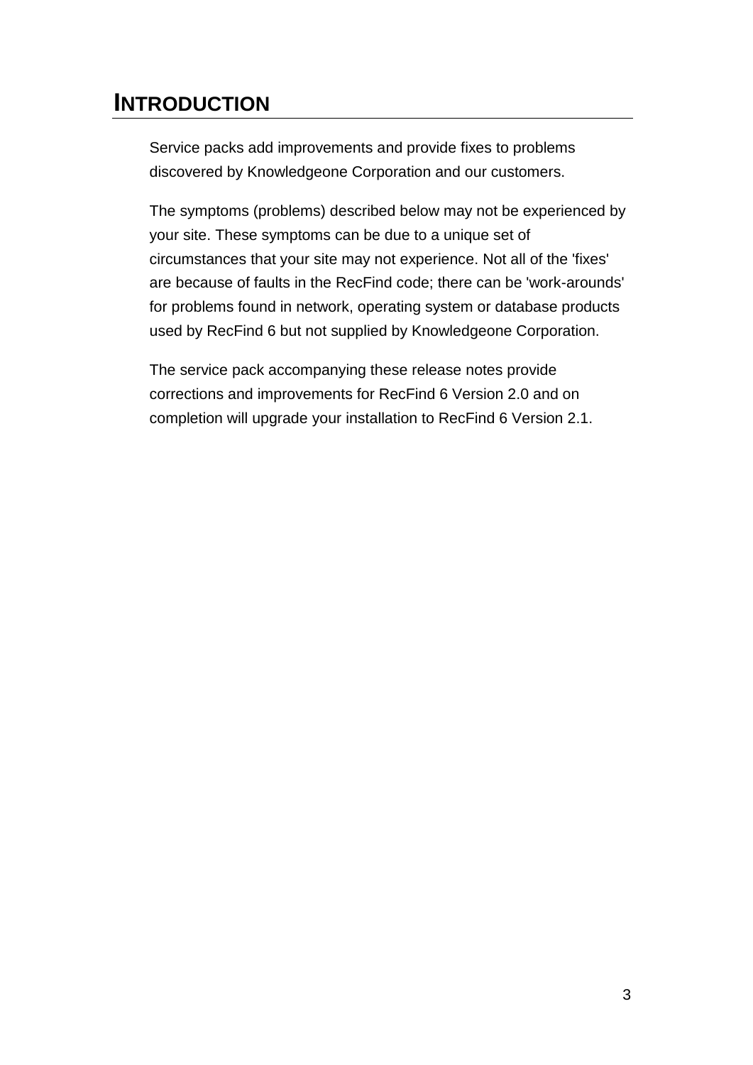# INTRODUCTION

Service packs add improvements and provide fixes to problems discovered by Knowledgeone Corporation and our customers.

The symptoms (problems) described below may not be experienced by your site. These symptoms can be due to a unique set of circumstances that your site may not experience. Not all of the 'fixes' are because of faults in the RecFind code; there can be 'work-arounds' for problems found in network, operating system or database products used by RecFind 6 but not supplied by Knowledgeone Corporation.

The service pack accompanying these release notes provide corrections and improvements for RecFind 6 Version 2.0 and on completion will upgrade your installation to RecFind 6 Version 2.1.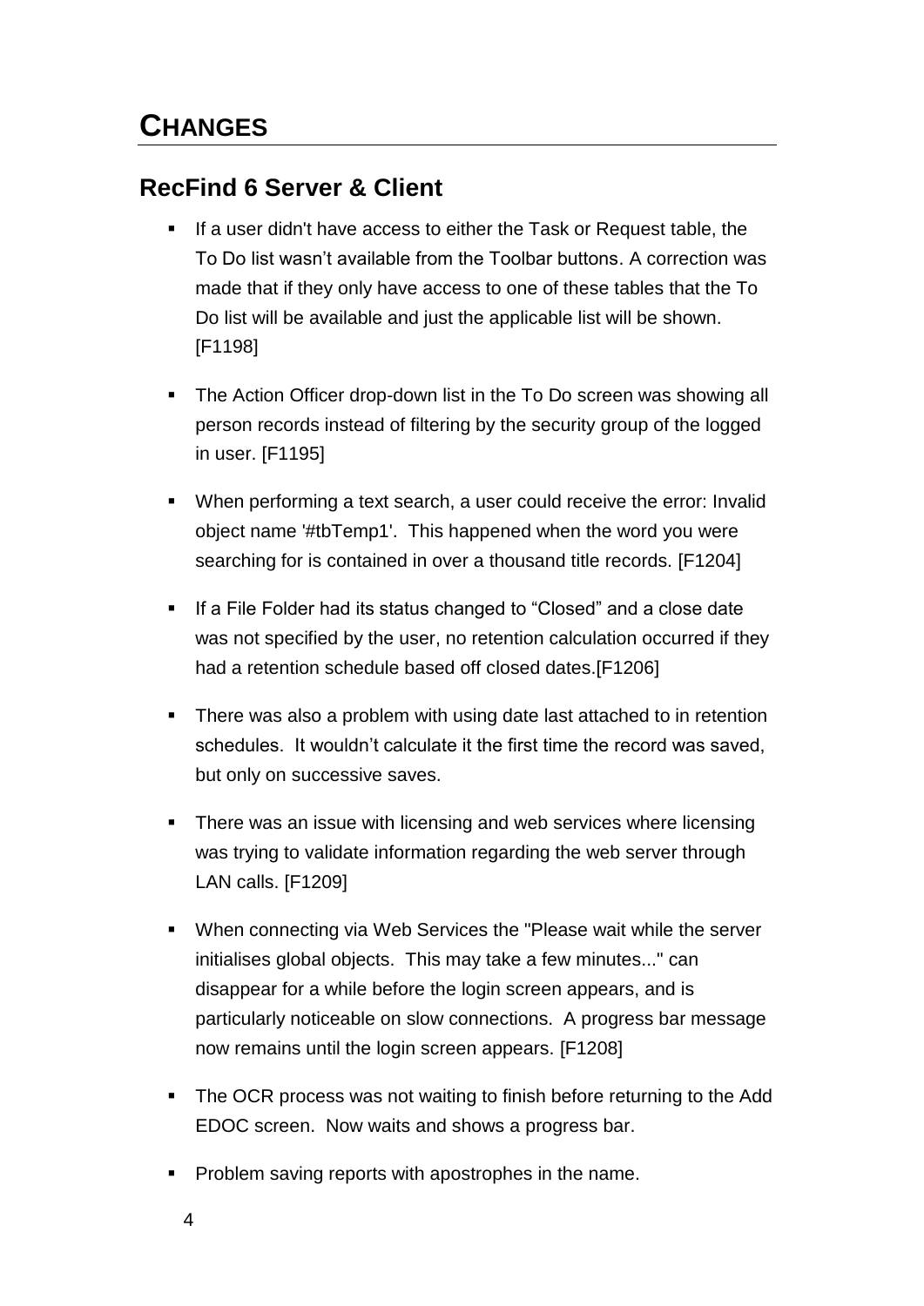# CHANGES

## RecFind 6 Server & Client

- If a user didn't have access to either the Task or Request table, the To Do list wasn't available from the Toolbar buttons. A correction was made that if they only have access to one of these tables that the To Do list will be available and just the applicable list will be shown. [F1198]

- The Action Officer drop-down list in the To Do screen was showing all person records instead of filtering by the security group of the logged in user. [F1195]

- When performing a text search, a user could receive the error: Invalid object name '#tbTemp1'. This happened when the word you were searching for is contained in over a thousand title records. [F1204]

- If a File Folder had its status changed to "Closed" and a close date was not specified by the user, no retention calculation occurred if they had a retention schedule based off closed dates.[F1206]

- There was also a problem with using date last attached to in retention schedules. It wouldn't calculate it the first time the record was saved, but only on successive saves.

- There was an issue with licensing and web services where licensing was trying to validate information regarding the web server through LAN calls. [F1209]

- When connecting via Web Services the "Please wait while the server initialises global objects. This may take a few minutes..." can disappear for a while before the login screen appears, and is particularly noticeable on slow connections. A progress bar message now remains until the login screen appears. [F1208]

- The OCR process was not waiting to finish before returning to the Add EDOC screen. Now waits and shows a progress bar.

- Problem saving reports with apostrophes in the name.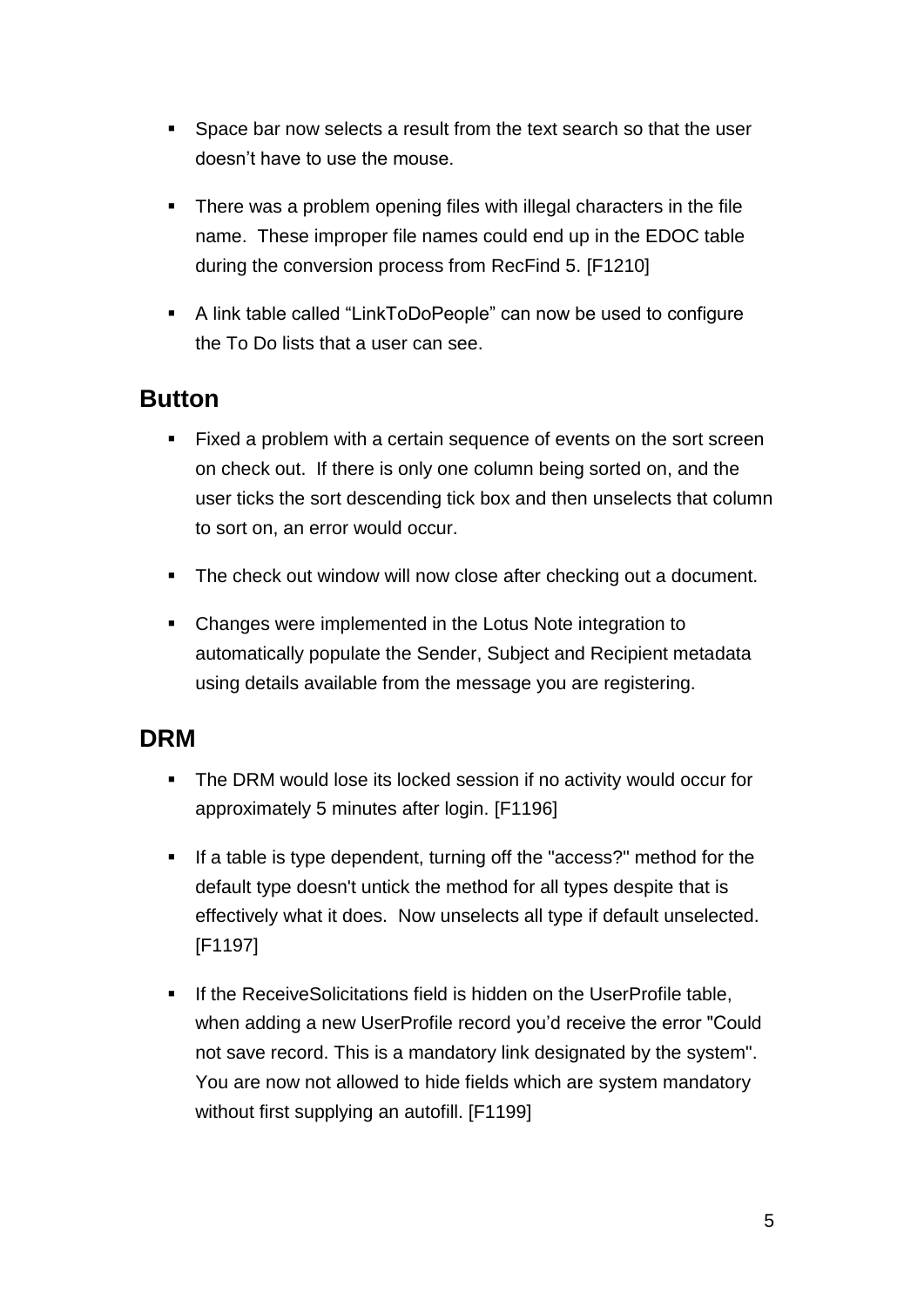- Space bar now selects a result from the text search so that the user doesn't have to use the mouse.

- There was a problem opening files with illegal characters in the file name. These improper file names could end up in the EDOC table during the conversion process from RecFind 5. [F1210]

- A link table called "LinkToDoPeople" can now be used to configure the To Do lists that a user can see.

## Button

- Fixed a problem with a certain sequence of events on the sort screen on check out. If there is only one column being sorted on, and the user ticks the sort descending tick box and then unselects that column to sort on, an error would occur.

- The check out window will now close after checking out a document.

- Changes were implemented in the Lotus Note integration to automatically populate the Sender, Subject and Recipient metadata using details available from the message you are registering.

## DRM

- The DRM would lose its locked session if no activity would occur for approximately 5 minutes after login. [F1196]

- If a table is type dependent, turning off the "access?" method for the default type doesn't untick the method for all types despite that is effectively what it does. Now unselects all type if default unselected. [F1197]

- If the ReceiveSolicitations field is hidden on the UserProfile table, when adding a new UserProfile record you'd receive the error "Could not save record. This is a mandatory link designated by the system". You are now not allowed to hide fields which are system mandatory without first supplying an autofill. [F1199]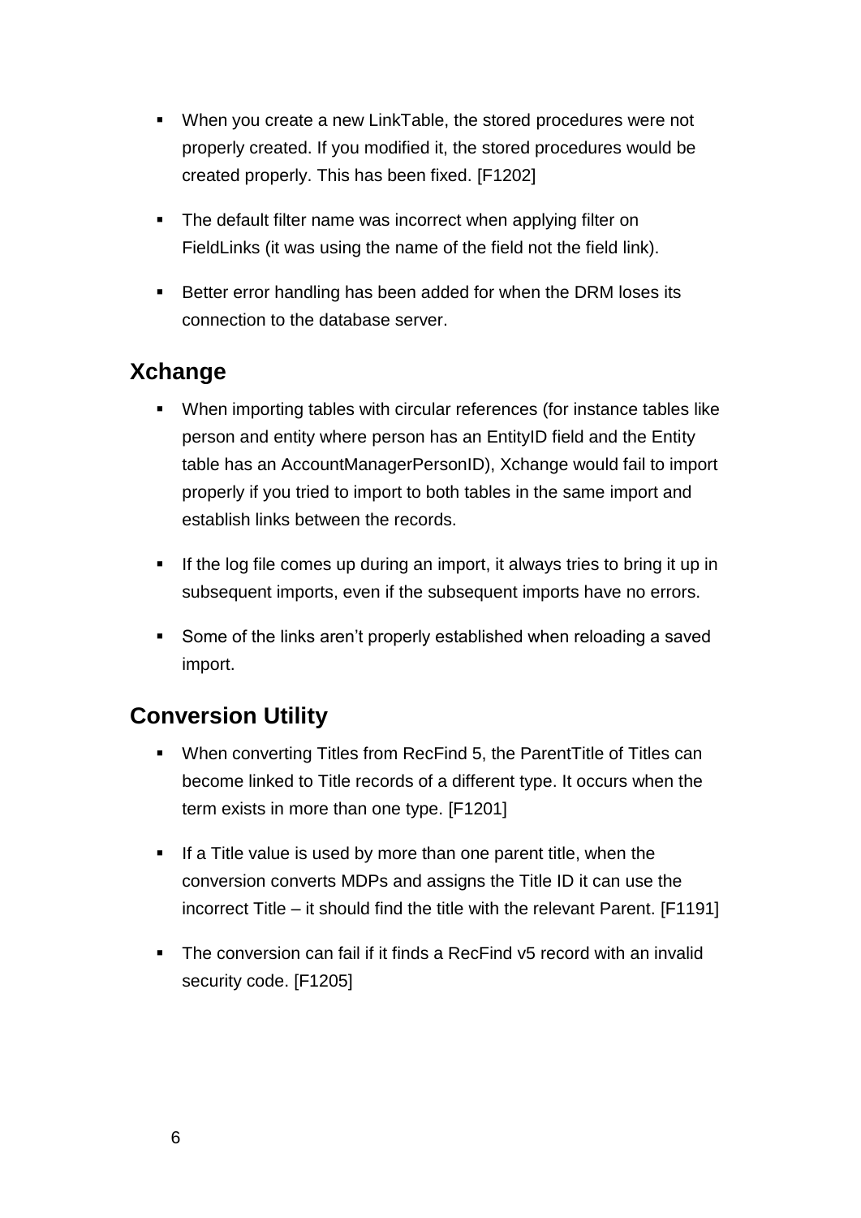- When you create a new LinkTable, the stored procedures were not properly created. If you modified it, the stored procedures would be created properly. This has been fixed. [F1202]
- The default filter name was incorrect when applying filter on FieldLinks (it was using the name of the field not the field link).
- Better error handling has been added for when the DRM loses its connection to the database server.

## Xchange

- When importing tables with circular references (for instance tables like person and entity where person has an EntityID field and the Entity table has an AccountManagerPersonID), Xchange would fail to import properly if you tried to import to both tables in the same import and establish links between the records.
- If the log file comes up during an import, it always tries to bring it up in subsequent imports, even if the subsequent imports have no errors.
- Some of the links aren't properly established when reloading a saved import.

## Conversion Utility

- When converting Titles from RecFind 5, the ParentTitle of Titles can become linked to Title records of a different type. It occurs when the term exists in more than one type. [F1201]
- If a Title value is used by more than one parent title, when the conversion converts MDPs and assigns the Title ID it can use the incorrect Title – it should find the title with the relevant Parent. [F1191]
- The conversion can fail if it finds a RecFind v5 record with an invalid security code. [F1205]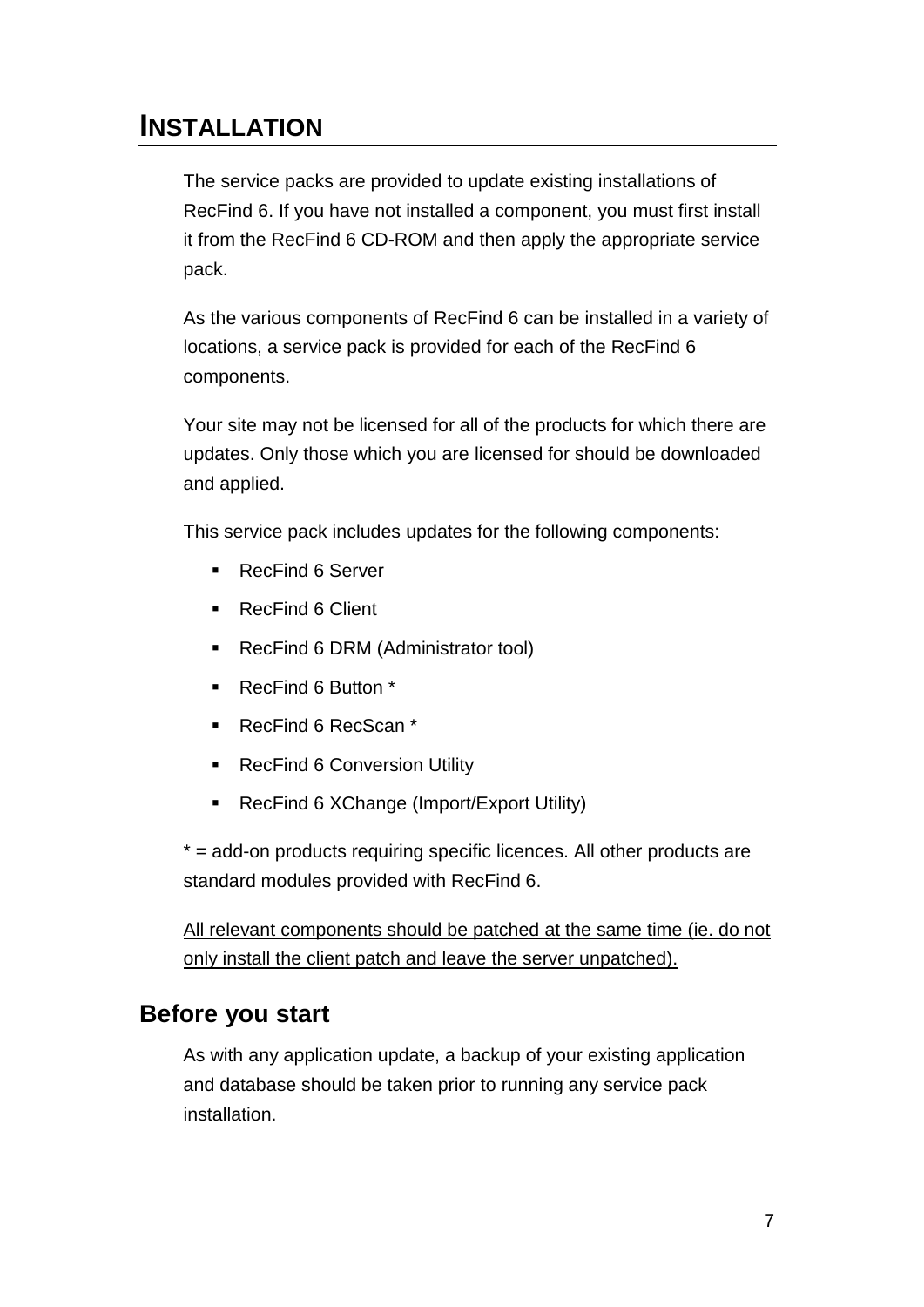# INSTALLATION

The service packs are provided to update existing installations of RecFind 6. If you have not installed a component, you must first install it from the RecFind 6 CD-ROM and then apply the appropriate service pack.

As the various components of RecFind 6 can be installed in a variety of locations, a service pack is provided for each of the RecFind 6 components.

Your site may not be licensed for all of the products for which there are updates. Only those which you are licensed for should be downloaded and applied.

This service pack includes updates for the following components:

- RecFind 6 Server
- RecFind 6 Client
- RecFind 6 DRM (Administrator tool)
- RecFind 6 Button *
- RecFind 6 RecScan *
- RecFind 6 Conversion Utility
- RecFind 6 XChange (Import/Export Utility)

* = add-on products requiring specific licences. All other products are standard modules provided with RecFind 6.

<u>All relevant components should be patched at the same time (ie. do not only install the client patch and leave the server unpatched).</u>

## Before you start

As with any application update, a backup of your existing application and database should be taken prior to running any service pack installation.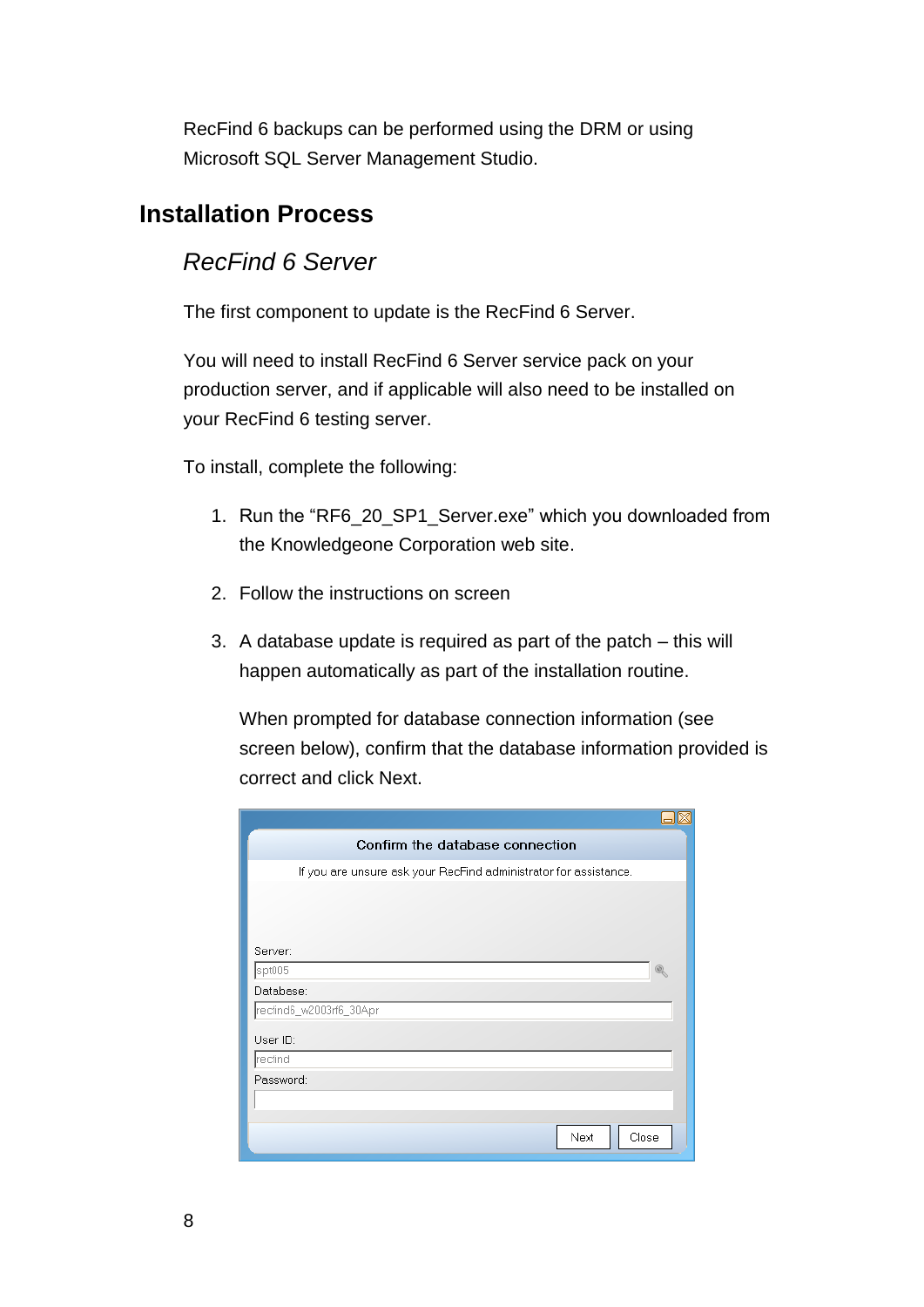RecFind 6 backups can be performed using the DRM or using Microsoft SQL Server Management Studio.

## Installation Process

### *RecFind 6 Server*

The first component to update is the RecFind 6 Server.

You will need to install RecFind 6 Server service pack on your production server, and if applicable will also need to be installed on your RecFind 6 testing server.

To install, complete the following:

1. Run the "RF6_20_SP1_Server.exe" which you downloaded from the Knowledgeone Corporation web site.

2. Follow the instructions on screen

3. A database update is required as part of the patch – this will happen automatically as part of the installation routine.

   When prompted for database connection information (see screen below), confirm that the database information provided is correct and click Next.

   Confirm the database connection

   If you are unsure ask your RecFind administrator for assistance.

   Server:
   spt005

   Database:
   recfind6_w2003rf6_30Apr

   User ID:
   recfind

   Password:

   Next Close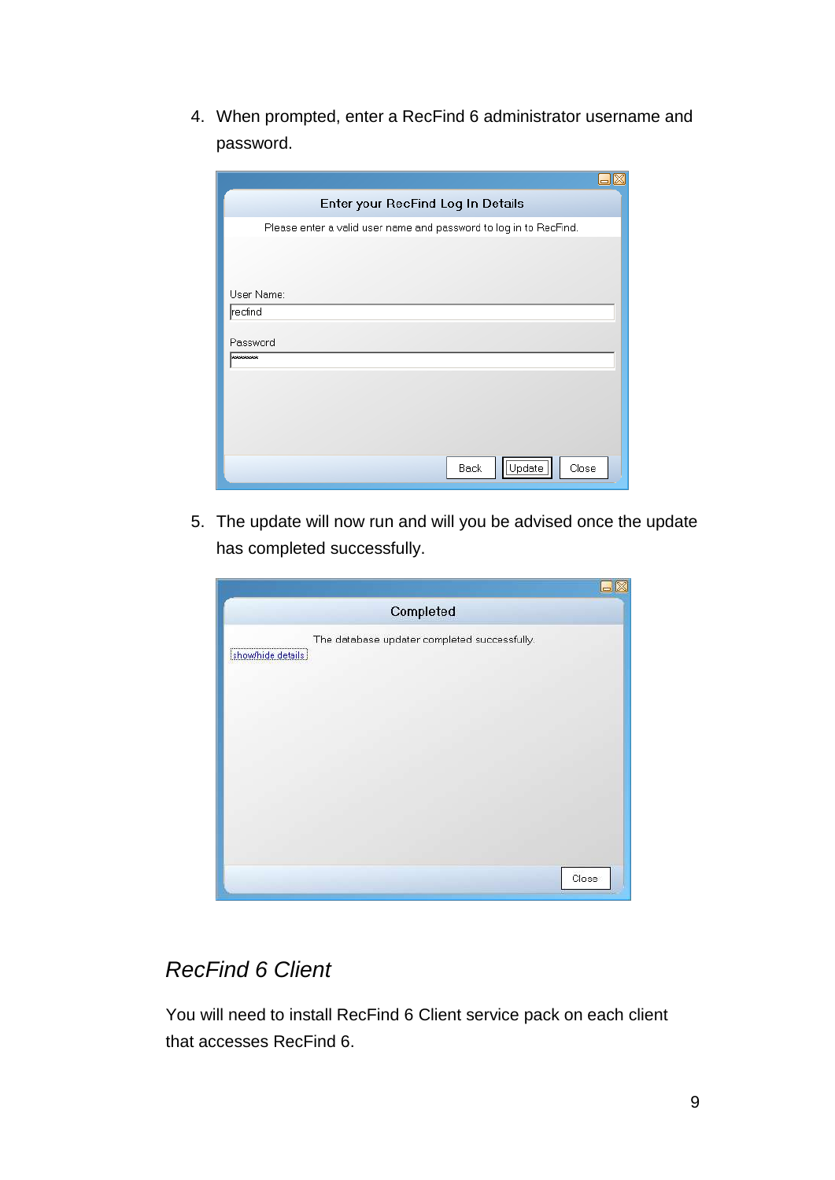4. When prompted, enter a RecFind 6 administrator username and password.

5. The update will now run and will you be advised once the update has completed successfully.

## *RecFind 6 Client*

You will need to install RecFind 6 Client service pack on each client that accesses RecFind 6.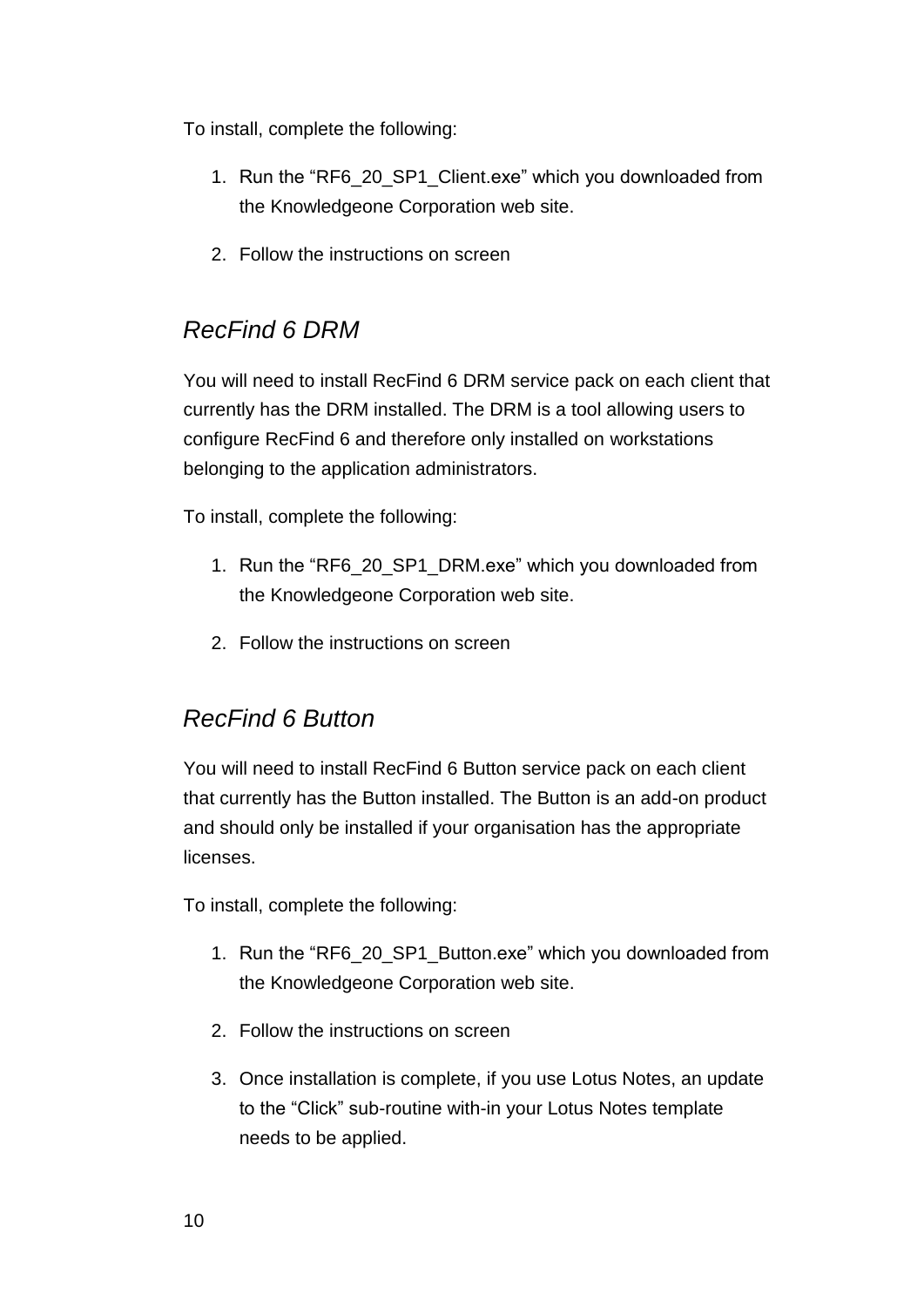To install, complete the following:

1. Run the “RF6_20_SP1_Client.exe” which you downloaded from the Knowledgeone Corporation web site.
2. Follow the instructions on screen

## *RecFind 6 DRM*

You will need to install RecFind 6 DRM service pack on each client that currently has the DRM installed. The DRM is a tool allowing users to configure RecFind 6 and therefore only installed on workstations belonging to the application administrators.

To install, complete the following:

1. Run the “RF6_20_SP1_DRM.exe” which you downloaded from the Knowledgeone Corporation web site.
2. Follow the instructions on screen

## *RecFind 6 Button*

You will need to install RecFind 6 Button service pack on each client that currently has the Button installed. The Button is an add-on product and should only be installed if your organisation has the appropriate licenses.

To install, complete the following:

1. Run the “RF6_20_SP1_Button.exe” which you downloaded from the Knowledgeone Corporation web site.
2. Follow the instructions on screen
3. Once installation is complete, if you use Lotus Notes, an update to the “Click” sub-routine with-in your Lotus Notes template needs to be applied.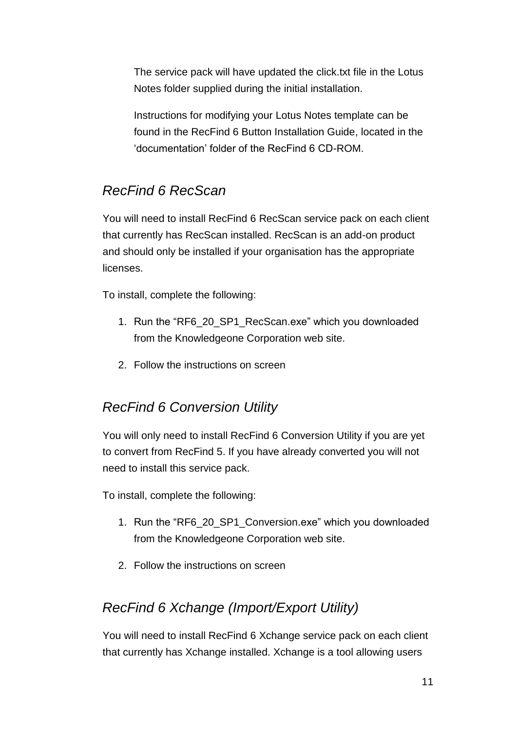The service pack will have updated the click.txt file in the Lotus Notes folder supplied during the initial installation.

Instructions for modifying your Lotus Notes template can be found in the RecFind 6 Button Installation Guide, located in the 'documentation' folder of the RecFind 6 CD-ROM.

## *RecFind 6 RecScan*

You will need to install RecFind 6 RecScan service pack on each client that currently has RecScan installed. RecScan is an add-on product and should only be installed if your organisation has the appropriate licenses.

To install, complete the following:

1. Run the "RF6_20_SP1_RecScan.exe" which you downloaded from the Knowledgeone Corporation web site.
2. Follow the instructions on screen

## *RecFind 6 Conversion Utility*

You will only need to install RecFind 6 Conversion Utility if you are yet to convert from RecFind 5. If you have already converted you will not need to install this service pack.

To install, complete the following:

1. Run the "RF6_20_SP1_Conversion.exe" which you downloaded from the Knowledgeone Corporation web site.
2. Follow the instructions on screen

## *RecFind 6 Xchange (Import/Export Utility)*

You will need to install RecFind 6 Xchange service pack on each client that currently has Xchange installed. Xchange is a tool allowing users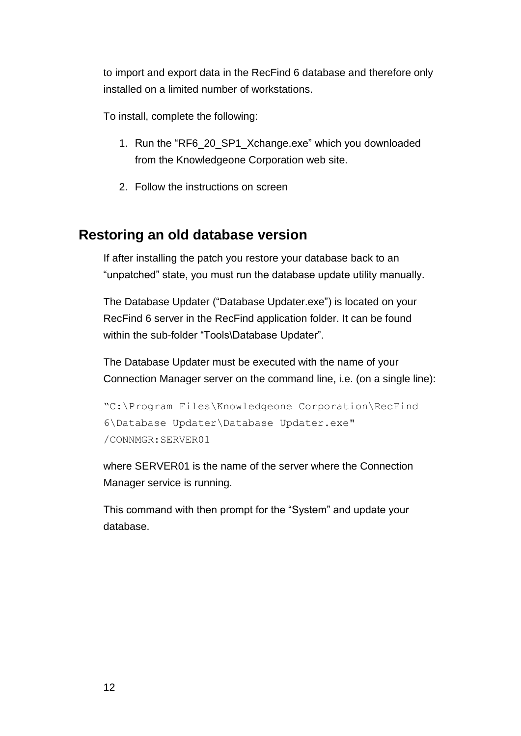to import and export data in the RecFind 6 database and therefore only installed on a limited number of workstations.

To install, complete the following:

1. Run the “RF6_20_SP1_Xchange.exe” which you downloaded from the Knowledgeone Corporation web site.

2. Follow the instructions on screen

## Restoring an old database version

If after installing the patch you restore your database back to an “unpatched” state, you must run the database update utility manually.

The Database Updater (“Database Updater.exe”) is located on your RecFind 6 server in the RecFind application folder. It can be found within the sub-folder “Tools\Database Updater”.

The Database Updater must be executed with the name of your Connection Manager server on the command line, i.e. (on a single line):

```
“C:\Program Files\Knowledgeone Corporation\RecFind 6\Database Updater\Database Updater.exe" /CONNMGR:SERVER01
```

where SERVER01 is the name of the server where the Connection Manager service is running.

This command with then prompt for the “System” and update your database.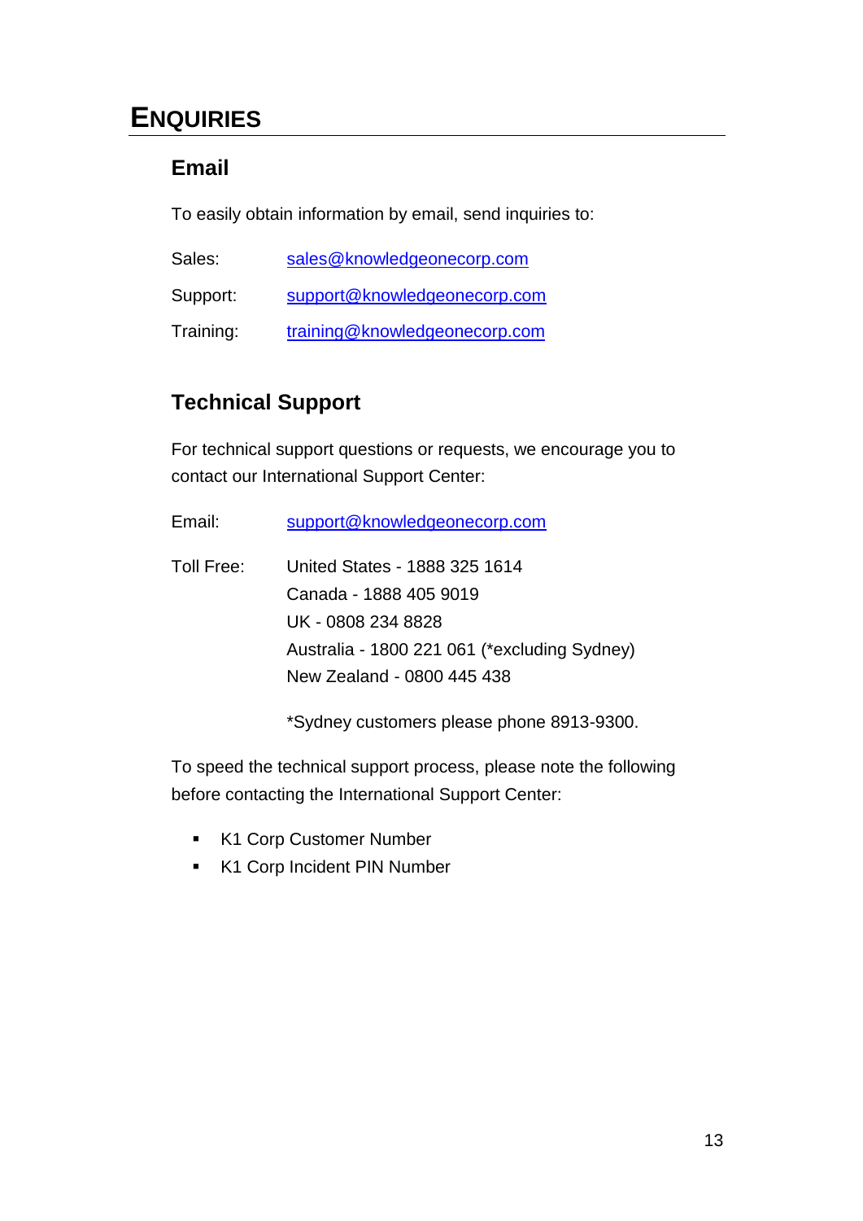# ENQUIRIES

## Email

To easily obtain information by email, send inquiries to:

| | |
|---|---|
| Sales: | sales@knowledgeonecorp.com |
| Support: | support@knowledgeonecorp.com |
| Training: | training@knowledgeonecorp.com |

## Technical Support

For technical support questions or requests, we encourage you to contact our International Support Center:

Email: support@knowledgeonecorp.com

Toll Free:
United States - 1888 325 1614
Canada - 1888 405 9019
UK - 0808 234 8828
Australia - 1800 221 061 (*excluding Sydney)
New Zealand - 0800 445 438

*Sydney customers please phone 8913-9300.

To speed the technical support process, please note the following before contacting the International Support Center:

- K1 Corp Customer Number
- K1 Corp Incident PIN Number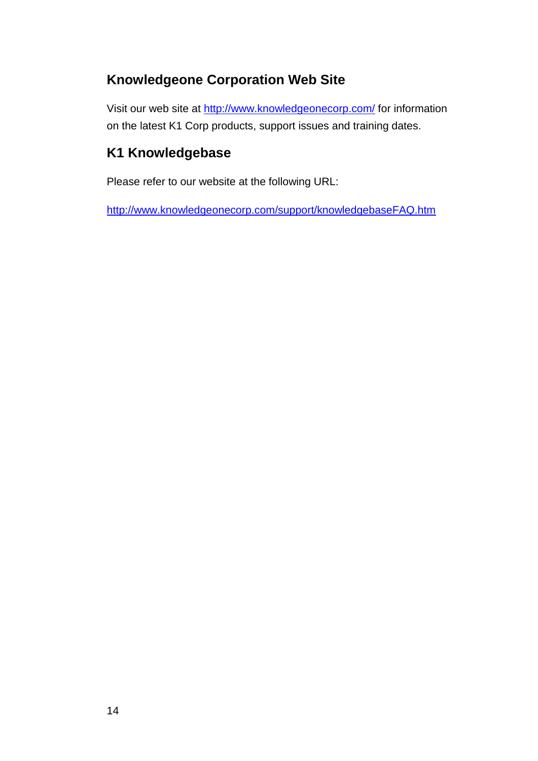## Knowledgeone Corporation Web Site

Visit our web site at http://www.knowledgeonecorp.com/ for information on the latest K1 Corp products, support issues and training dates.

## K1 Knowledgebase

Please refer to our website at the following URL:

http://www.knowledgeonecorp.com/support/knowledgebaseFAQ.htm